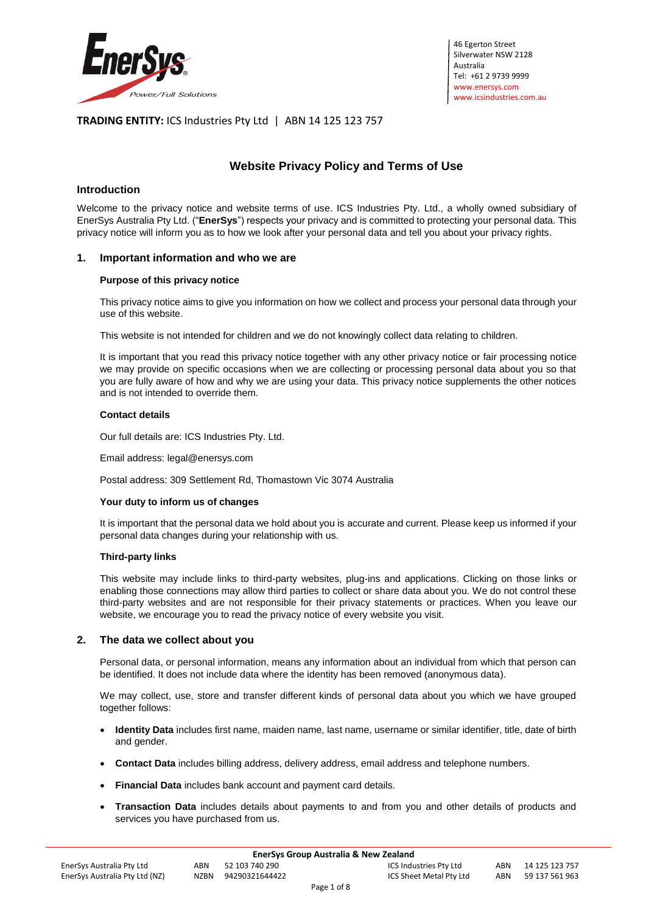46 Egerton Street
Silverwater NSW 2128
Australia
Tel: +61 2 9739 9999
www.enersys.com
www.icsindustries.com.au

**TRADING ENTITY:** ICS Industries Pty Ltd | ABN 14 125 123 757

# Website Privacy Policy and Terms of Use

## Introduction

Welcome to the privacy notice and website terms of use. ICS Industries Pty. Ltd., a wholly owned subsidiary of EnerSys Australia Pty Ltd. ("**EnerSys**") respects your privacy and is committed to protecting your personal data. This privacy notice will inform you as to how we look after your personal data and tell you about your privacy rights.

## 1. Important information and who we are

### Purpose of this privacy notice

This privacy notice aims to give you information on how we collect and process your personal data through your use of this website.

This website is not intended for children and we do not knowingly collect data relating to children.

It is important that you read this privacy notice together with any other privacy notice or fair processing notice we may provide on specific occasions when we are collecting or processing personal data about you so that you are fully aware of how and why we are using your data. This privacy notice supplements the other notices and is not intended to override them.

### Contact details

Our full details are: ICS Industries Pty. Ltd.

Email address: legal@enersys.com

Postal address: 309 Settlement Rd, Thomastown Vic 3074 Australia

### Your duty to inform us of changes

It is important that the personal data we hold about you is accurate and current. Please keep us informed if your personal data changes during your relationship with us.

### Third-party links

This website may include links to third-party websites, plug-ins and applications. Clicking on those links or enabling those connections may allow third parties to collect or share data about you. We do not control these third-party websites and are not responsible for their privacy statements or practices. When you leave our website, we encourage you to read the privacy notice of every website you visit.

## 2. The data we collect about you

Personal data, or personal information, means any information about an individual from which that person can be identified. It does not include data where the identity has been removed (anonymous data).

We may collect, use, store and transfer different kinds of personal data about you which we have grouped together follows:

- **Identity Data** includes first name, maiden name, last name, username or similar identifier, title, date of birth and gender.
- **Contact Data** includes billing address, delivery address, email address and telephone numbers.
- **Financial Data** includes bank account and payment card details.
- **Transaction Data** includes details about payments to and from you and other details of products and services you have purchased from us.

**EnerSys Group Australia & New Zealand**

| | | | | | |
|---|---|---|---|---|---|
| EnerSys Australia Pty Ltd | ABN | 52 103 740 290 | ICS Industries Pty Ltd | ABN | 14 125 123 757 |
| EnerSys Australia Pty Ltd (NZ) | NZBN | 94290321644422 | ICS Sheet Metal Pty Ltd | ABN | 59 137 561 963 |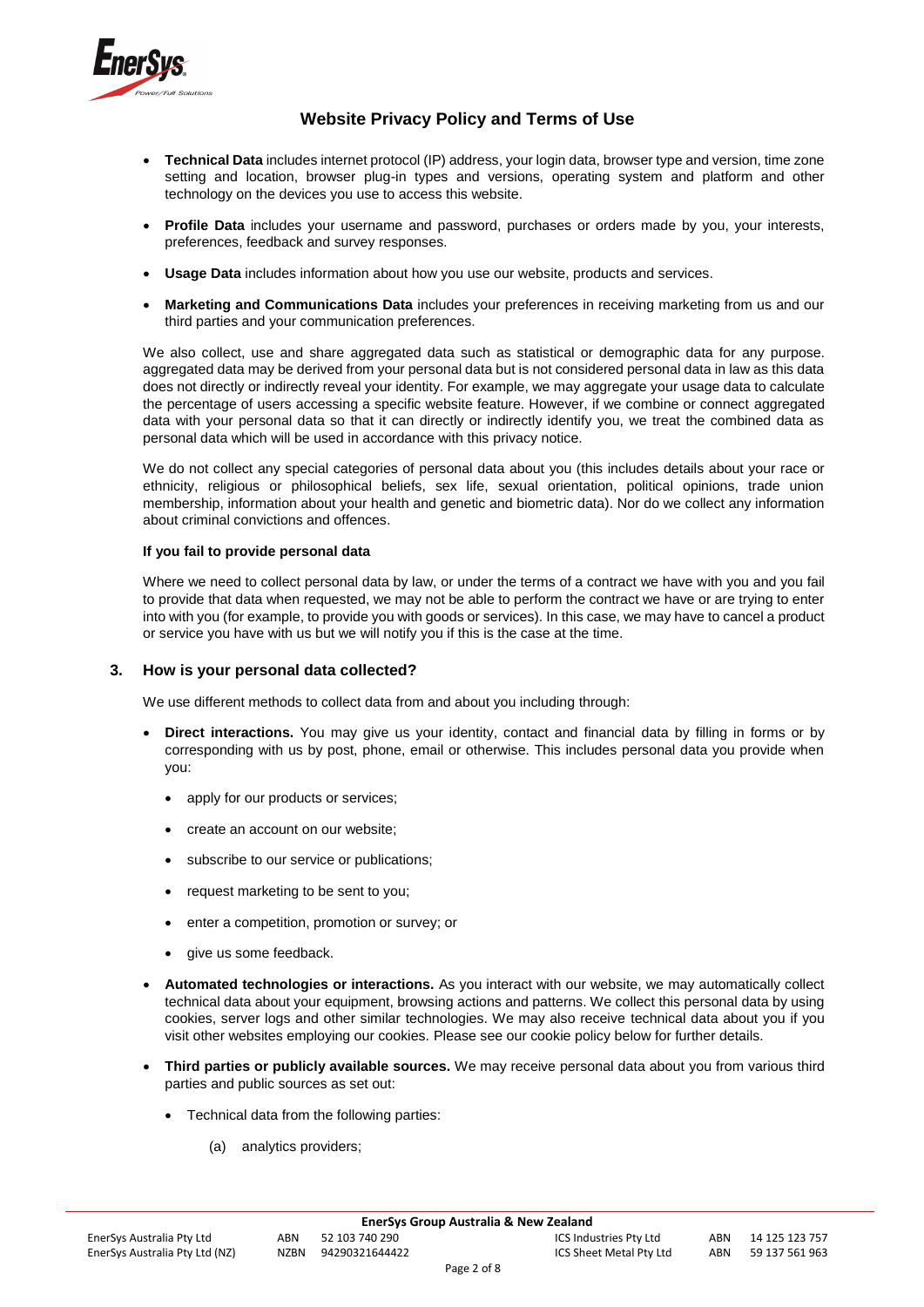- **Technical Data** includes internet protocol (IP) address, your login data, browser type and version, time zone setting and location, browser plug-in types and versions, operating system and platform and other technology on the devices you use to access this website.

- **Profile Data** includes your username and password, purchases or orders made by you, your interests, preferences, feedback and survey responses.

- **Usage Data** includes information about how you use our website, products and services.

- **Marketing and Communications Data** includes your preferences in receiving marketing from us and our third parties and your communication preferences.

We also collect, use and share aggregated data such as statistical or demographic data for any purpose. aggregated data may be derived from your personal data but is not considered personal data in law as this data does not directly or indirectly reveal your identity. For example, we may aggregate your usage data to calculate the percentage of users accessing a specific website feature. However, if we combine or connect aggregated data with your personal data so that it can directly or indirectly identify you, we treat the combined data as personal data which will be used in accordance with this privacy notice.

We do not collect any special categories of personal data about you (this includes details about your race or ethnicity, religious or philosophical beliefs, sex life, sexual orientation, political opinions, trade union membership, information about your health and genetic and biometric data). Nor do we collect any information about criminal convictions and offences.

**If you fail to provide personal data**

Where we need to collect personal data by law, or under the terms of a contract we have with you and you fail to provide that data when requested, we may not be able to perform the contract we have or are trying to enter into with you (for example, to provide you with goods or services). In this case, we may have to cancel a product or service you have with us but we will notify you if this is the case at the time.

## 3. How is your personal data collected?

We use different methods to collect data from and about you including through:

- **Direct interactions.** You may give us your identity, contact and financial data by filling in forms or by corresponding with us by post, phone, email or otherwise. This includes personal data you provide when you:
  - apply for our products or services;
  - create an account on our website;
  - subscribe to our service or publications;
  - request marketing to be sent to you;
  - enter a competition, promotion or survey; or
  - give us some feedback.

- **Automated technologies or interactions.** As you interact with our website, we may automatically collect technical data about your equipment, browsing actions and patterns. We collect this personal data by using cookies, server logs and other similar technologies. We may also receive technical data about you if you visit other websites employing our cookies. Please see our cookie policy below for further details.

- **Third parties or publicly available sources.** We may receive personal data about you from various third parties and public sources as set out:
  - Technical data from the following parties:

    (a) analytics providers;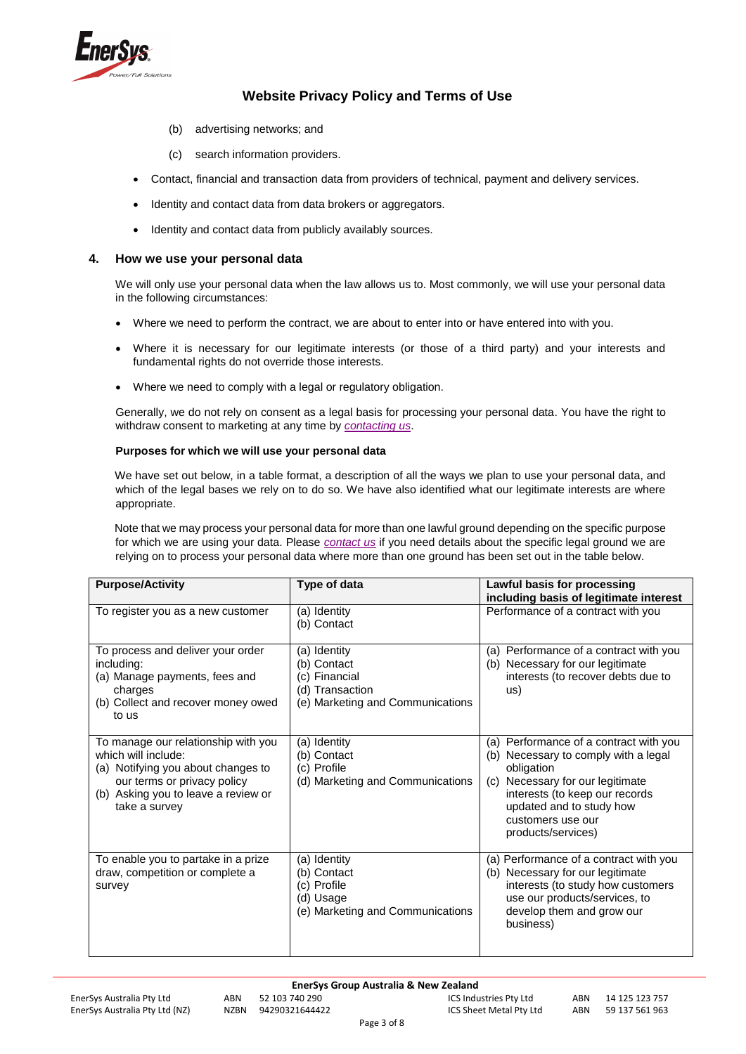(b) advertising networks; and

(c) search information providers.

- Contact, financial and transaction data from providers of technical, payment and delivery services.
- Identity and contact data from data brokers or aggregators.
- Identity and contact data from publicly availably sources.

## 4. How we use your personal data

We will only use your personal data when the law allows us to. Most commonly, we will use your personal data in the following circumstances:

- Where we need to perform the contract, we are about to enter into or have entered into with you.
- Where it is necessary for our legitimate interests (or those of a third party) and your interests and fundamental rights do not override those interests.
- Where we need to comply with a legal or regulatory obligation.

Generally, we do not rely on consent as a legal basis for processing your personal data. You have the right to withdraw consent to marketing at any time by *contacting us*.

**Purposes for which we will use your personal data**

We have set out below, in a table format, a description of all the ways we plan to use your personal data, and which of the legal bases we rely on to do so. We have also identified what our legitimate interests are where appropriate.

Note that we may process your personal data for more than one lawful ground depending on the specific purpose for which we are using your data. Please *contact us* if you need details about the specific legal ground we are relying on to process your personal data where more than one ground has been set out in the table below.

| Purpose/Activity | Type of data | Lawful basis for processing including basis of legitimate interest |
|---|---|---|
| To register you as a new customer | (a) Identity<br>(b) Contact | Performance of a contract with you |
| To process and deliver your order including:<br>(a) Manage payments, fees and charges<br>(b) Collect and recover money owed to us | (a) Identity<br>(b) Contact<br>(c) Financial<br>(d) Transaction<br>(e) Marketing and Communications | (a) Performance of a contract with you<br>(b) Necessary for our legitimate interests (to recover debts due to us) |
| To manage our relationship with you which will include:<br>(a) Notifying you about changes to our terms or privacy policy<br>(b) Asking you to leave a review or take a survey | (a) Identity<br>(b) Contact<br>(c) Profile<br>(d) Marketing and Communications | (a) Performance of a contract with you<br>(b) Necessary to comply with a legal obligation<br>(c) Necessary for our legitimate interests (to keep our records updated and to study how customers use our products/services) |
| To enable you to partake in a prize draw, competition or complete a survey | (a) Identity<br>(b) Contact<br>(c) Profile<br>(d) Usage<br>(e) Marketing and Communications | (a) Performance of a contract with you<br>(b) Necessary for our legitimate interests (to study how customers use our products/services, to develop them and grow our business) |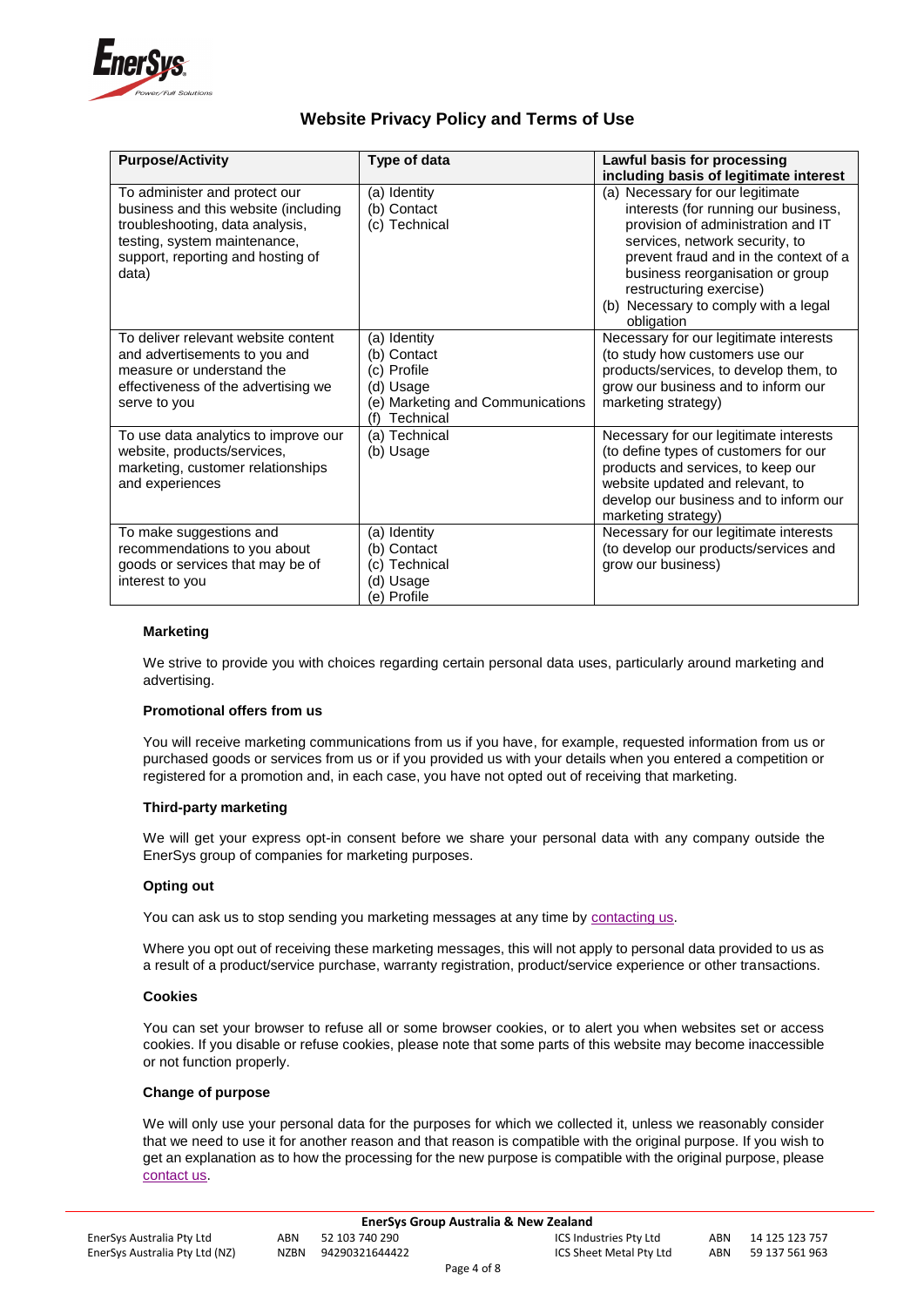| Purpose/Activity | Type of data | Lawful basis for processing including basis of legitimate interest |
|---|---|---|
| To administer and protect our business and this website (including troubleshooting, data analysis, testing, system maintenance, support, reporting and hosting of data) | (a) Identity<br>(b) Contact<br>(c) Technical | (a) Necessary for our legitimate interests (for running our business, provision of administration and IT services, network security, to prevent fraud and in the context of a business reorganisation or group restructuring exercise)<br>(b) Necessary to comply with a legal obligation |
| To deliver relevant website content and advertisements to you and measure or understand the effectiveness of the advertising we serve to you | (a) Identity<br>(b) Contact<br>(c) Profile<br>(d) Usage<br>(e) Marketing and Communications<br>(f) Technical | Necessary for our legitimate interests (to study how customers use our products/services, to develop them, to grow our business and to inform our marketing strategy) |
| To use data analytics to improve our website, products/services, marketing, customer relationships and experiences | (a) Technical<br>(b) Usage | Necessary for our legitimate interests (to define types of customers for our products and services, to keep our website updated and relevant, to develop our business and to inform our marketing strategy) |
| To make suggestions and recommendations to you about goods or services that may be of interest to you | (a) Identity<br>(b) Contact<br>(c) Technical<br>(d) Usage<br>(e) Profile | Necessary for our legitimate interests (to develop our products/services and grow our business) |

**Marketing**

We strive to provide you with choices regarding certain personal data uses, particularly around marketing and advertising.

**Promotional offers from us**

You will receive marketing communications from us if you have, for example, requested information from us or purchased goods or services from us or if you provided us with your details when you entered a competition or registered for a promotion and, in each case, you have not opted out of receiving that marketing.

**Third-party marketing**

We will get your express opt-in consent before we share your personal data with any company outside the EnerSys group of companies for marketing purposes.

**Opting out**

You can ask us to stop sending you marketing messages at any time by contacting us.

Where you opt out of receiving these marketing messages, this will not apply to personal data provided to us as a result of a product/service purchase, warranty registration, product/service experience or other transactions.

**Cookies**

You can set your browser to refuse all or some browser cookies, or to alert you when websites set or access cookies. If you disable or refuse cookies, please note that some parts of this website may become inaccessible or not function properly.

**Change of purpose**

We will only use your personal data for the purposes for which we collected it, unless we reasonably consider that we need to use it for another reason and that reason is compatible with the original purpose. If you wish to get an explanation as to how the processing for the new purpose is compatible with the original purpose, please contact us.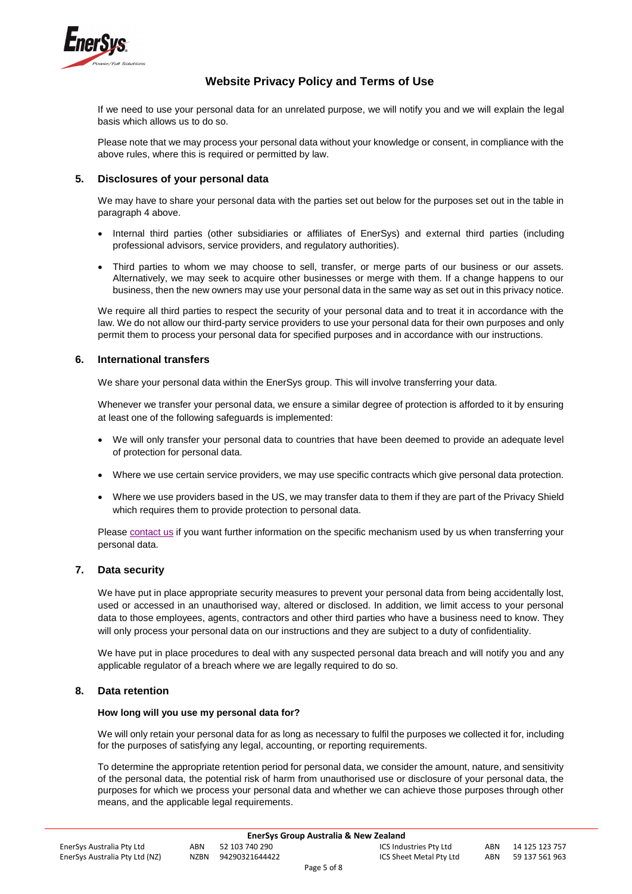If we need to use your personal data for an unrelated purpose, we will notify you and we will explain the legal basis which allows us to do so.

Please note that we may process your personal data without your knowledge or consent, in compliance with the above rules, where this is required or permitted by law.

## 5. Disclosures of your personal data

We may have to share your personal data with the parties set out below for the purposes set out in the table in paragraph 4 above.

- Internal third parties (other subsidiaries or affiliates of EnerSys) and external third parties (including professional advisors, service providers, and regulatory authorities).
- Third parties to whom we may choose to sell, transfer, or merge parts of our business or our assets. Alternatively, we may seek to acquire other businesses or merge with them. If a change happens to our business, then the new owners may use your personal data in the same way as set out in this privacy notice.

We require all third parties to respect the security of your personal data and to treat it in accordance with the law. We do not allow our third-party service providers to use your personal data for their own purposes and only permit them to process your personal data for specified purposes and in accordance with our instructions.

## 6. International transfers

We share your personal data within the EnerSys group. This will involve transferring your data.

Whenever we transfer your personal data, we ensure a similar degree of protection is afforded to it by ensuring at least one of the following safeguards is implemented:

- We will only transfer your personal data to countries that have been deemed to provide an adequate level of protection for personal data.
- Where we use certain service providers, we may use specific contracts which give personal data protection.
- Where we use providers based in the US, we may transfer data to them if they are part of the Privacy Shield which requires them to provide protection to personal data.

Please contact us if you want further information on the specific mechanism used by us when transferring your personal data.

## 7. Data security

We have put in place appropriate security measures to prevent your personal data from being accidentally lost, used or accessed in an unauthorised way, altered or disclosed. In addition, we limit access to your personal data to those employees, agents, contractors and other third parties who have a business need to know. They will only process your personal data on our instructions and they are subject to a duty of confidentiality.

We have put in place procedures to deal with any suspected personal data breach and will notify you and any applicable regulator of a breach where we are legally required to do so.

## 8. Data retention

**How long will you use my personal data for?**

We will only retain your personal data for as long as necessary to fulfil the purposes we collected it for, including for the purposes of satisfying any legal, accounting, or reporting requirements.

To determine the appropriate retention period for personal data, we consider the amount, nature, and sensitivity of the personal data, the potential risk of harm from unauthorised use or disclosure of your personal data, the purposes for which we process your personal data and whether we can achieve those purposes through other means, and the applicable legal requirements.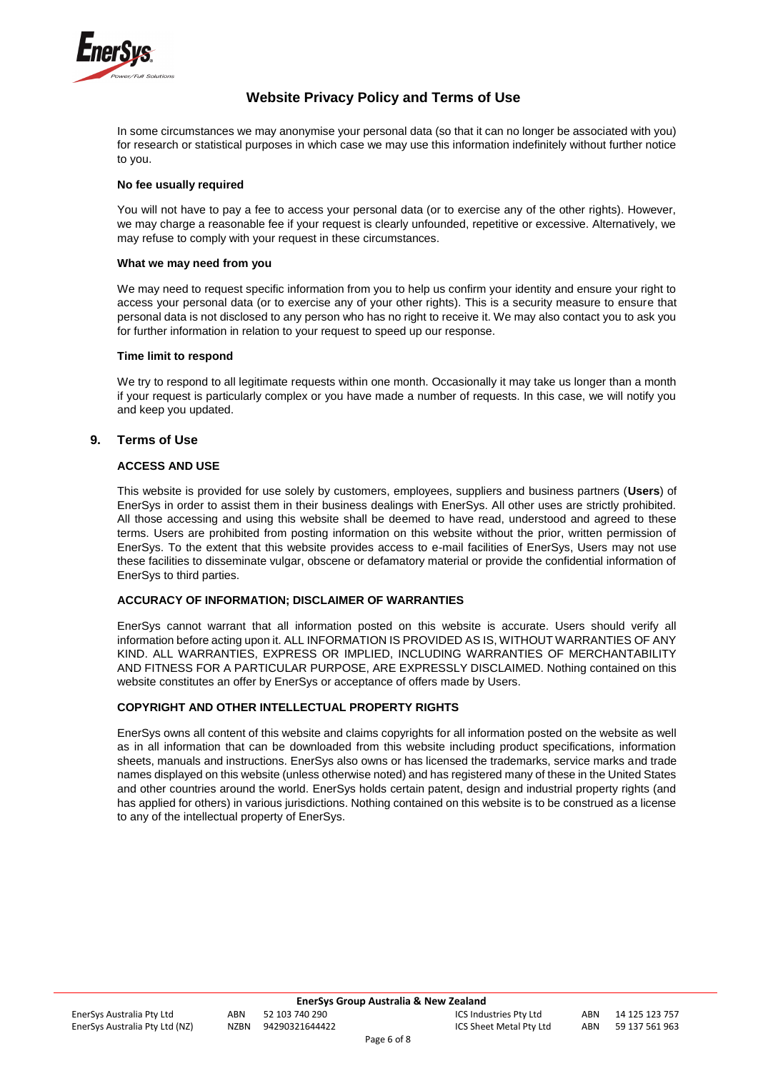In some circumstances we may anonymise your personal data (so that it can no longer be associated with you) for research or statistical purposes in which case we may use this information indefinitely without further notice to you.

**No fee usually required**

You will not have to pay a fee to access your personal data (or to exercise any of the other rights). However, we may charge a reasonable fee if your request is clearly unfounded, repetitive or excessive. Alternatively, we may refuse to comply with your request in these circumstances.

**What we may need from you**

We may need to request specific information from you to help us confirm your identity and ensure your right to access your personal data (or to exercise any of your other rights). This is a security measure to ensure that personal data is not disclosed to any person who has no right to receive it. We may also contact you to ask you for further information in relation to your request to speed up our response.

**Time limit to respond**

We try to respond to all legitimate requests within one month. Occasionally it may take us longer than a month if your request is particularly complex or you have made a number of requests. In this case, we will notify you and keep you updated.

## 9. Terms of Use

**ACCESS AND USE**

This website is provided for use solely by customers, employees, suppliers and business partners (**Users**) of EnerSys in order to assist them in their business dealings with EnerSys. All other uses are strictly prohibited. All those accessing and using this website shall be deemed to have read, understood and agreed to these terms. Users are prohibited from posting information on this website without the prior, written permission of EnerSys. To the extent that this website provides access to e-mail facilities of EnerSys, Users may not use these facilities to disseminate vulgar, obscene or defamatory material or provide the confidential information of EnerSys to third parties.

**ACCURACY OF INFORMATION; DISCLAIMER OF WARRANTIES**

EnerSys cannot warrant that all information posted on this website is accurate. Users should verify all information before acting upon it. ALL INFORMATION IS PROVIDED AS IS, WITHOUT WARRANTIES OF ANY KIND. ALL WARRANTIES, EXPRESS OR IMPLIED, INCLUDING WARRANTIES OF MERCHANTABILITY AND FITNESS FOR A PARTICULAR PURPOSE, ARE EXPRESSLY DISCLAIMED. Nothing contained on this website constitutes an offer by EnerSys or acceptance of offers made by Users.

**COPYRIGHT AND OTHER INTELLECTUAL PROPERTY RIGHTS**

EnerSys owns all content of this website and claims copyrights for all information posted on the website as well as in all information that can be downloaded from this website including product specifications, information sheets, manuals and instructions. EnerSys also owns or has licensed the trademarks, service marks and trade names displayed on this website (unless otherwise noted) and has registered many of these in the United States and other countries around the world. EnerSys holds certain patent, design and industrial property rights (and has applied for others) in various jurisdictions. Nothing contained on this website is to be construed as a license to any of the intellectual property of EnerSys.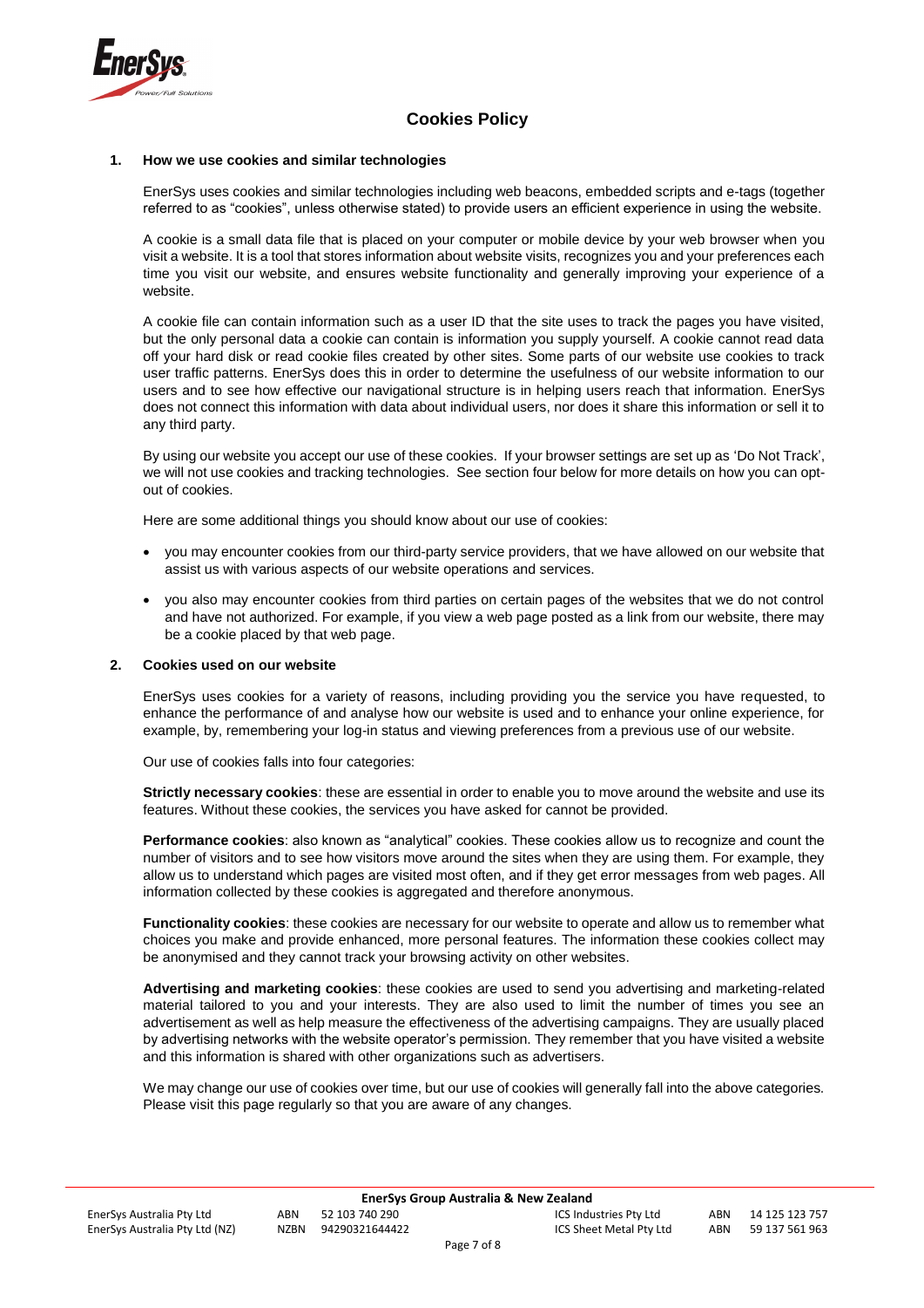# Cookies Policy

## 1. How we use cookies and similar technologies

EnerSys uses cookies and similar technologies including web beacons, embedded scripts and e-tags (together referred to as "cookies", unless otherwise stated) to provide users an efficient experience in using the website.

A cookie is a small data file that is placed on your computer or mobile device by your web browser when you visit a website. It is a tool that stores information about website visits, recognizes you and your preferences each time you visit our website, and ensures website functionality and generally improving your experience of a website.

A cookie file can contain information such as a user ID that the site uses to track the pages you have visited, but the only personal data a cookie can contain is information you supply yourself. A cookie cannot read data off your hard disk or read cookie files created by other sites. Some parts of our website use cookies to track user traffic patterns. EnerSys does this in order to determine the usefulness of our website information to our users and to see how effective our navigational structure is in helping users reach that information. EnerSys does not connect this information with data about individual users, nor does it share this information or sell it to any third party.

By using our website you accept our use of these cookies. If your browser settings are set up as 'Do Not Track', we will not use cookies and tracking technologies. See section four below for more details on how you can opt-out of cookies.

Here are some additional things you should know about our use of cookies:

- you may encounter cookies from our third-party service providers, that we have allowed on our website that assist us with various aspects of our website operations and services.
- you also may encounter cookies from third parties on certain pages of the websites that we do not control and have not authorized. For example, if you view a web page posted as a link from our website, there may be a cookie placed by that web page.

## 2. Cookies used on our website

EnerSys uses cookies for a variety of reasons, including providing you the service you have requested, to enhance the performance of and analyse how our website is used and to enhance your online experience, for example, by, remembering your log-in status and viewing preferences from a previous use of our website.

Our use of cookies falls into four categories:

**Strictly necessary cookies**: these are essential in order to enable you to move around the website and use its features. Without these cookies, the services you have asked for cannot be provided.

**Performance cookies**: also known as "analytical" cookies. These cookies allow us to recognize and count the number of visitors and to see how visitors move around the sites when they are using them. For example, they allow us to understand which pages are visited most often, and if they get error messages from web pages. All information collected by these cookies is aggregated and therefore anonymous.

**Functionality cookies**: these cookies are necessary for our website to operate and allow us to remember what choices you make and provide enhanced, more personal features. The information these cookies collect may be anonymised and they cannot track your browsing activity on other websites.

**Advertising and marketing cookies**: these cookies are used to send you advertising and marketing-related material tailored to you and your interests. They are also used to limit the number of times you see an advertisement as well as help measure the effectiveness of the advertising campaigns. They are usually placed by advertising networks with the website operator's permission. They remember that you have visited a website and this information is shared with other organizations such as advertisers.

We may change our use of cookies over time, but our use of cookies will generally fall into the above categories. Please visit this page regularly so that you are aware of any changes.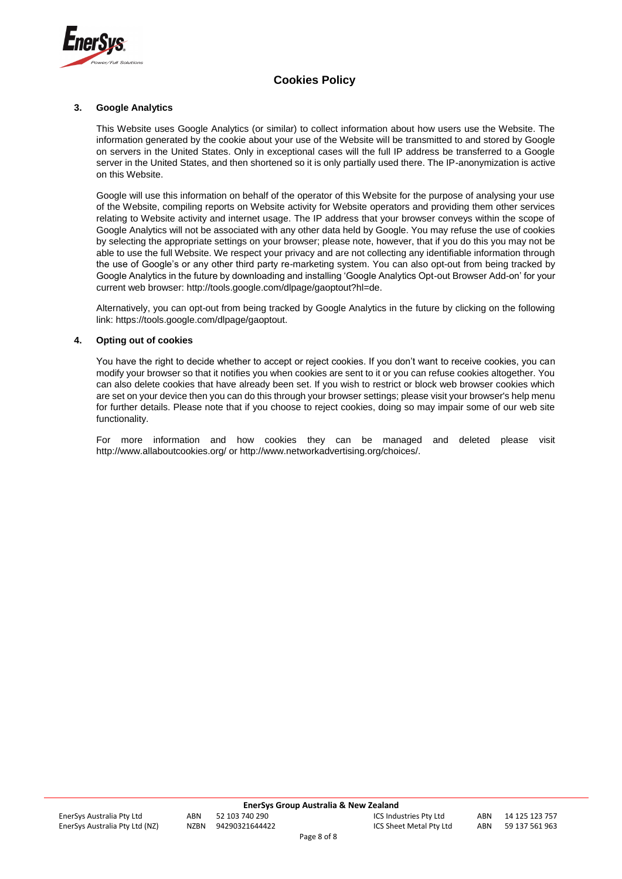## 3. Google Analytics

This Website uses Google Analytics (or similar) to collect information about how users use the Website. The information generated by the cookie about your use of the Website will be transmitted to and stored by Google on servers in the United States. Only in exceptional cases will the full IP address be transferred to a Google server in the United States, and then shortened so it is only partially used there. The IP-anonymization is active on this Website.

Google will use this information on behalf of the operator of this Website for the purpose of analysing your use of the Website, compiling reports on Website activity for Website operators and providing them other services relating to Website activity and internet usage. The IP address that your browser conveys within the scope of Google Analytics will not be associated with any other data held by Google. You may refuse the use of cookies by selecting the appropriate settings on your browser; please note, however, that if you do this you may not be able to use the full Website. We respect your privacy and are not collecting any identifiable information through the use of Google's or any other third party re-marketing system. You can also opt-out from being tracked by Google Analytics in the future by downloading and installing 'Google Analytics Opt-out Browser Add-on' for your current web browser: http://tools.google.com/dlpage/gaoptout?hl=de.

Alternatively, you can opt-out from being tracked by Google Analytics in the future by clicking on the following link: https://tools.google.com/dlpage/gaoptout.

## 4. Opting out of cookies

You have the right to decide whether to accept or reject cookies. If you don't want to receive cookies, you can modify your browser so that it notifies you when cookies are sent to it or you can refuse cookies altogether. You can also delete cookies that have already been set. If you wish to restrict or block web browser cookies which are set on your device then you can do this through your browser settings; please visit your browser's help menu for further details. Please note that if you choose to reject cookies, doing so may impair some of our web site functionality.

For more information and how cookies they can be managed and deleted please visit http://www.allaboutcookies.org/ or http://www.networkadvertising.org/choices/.